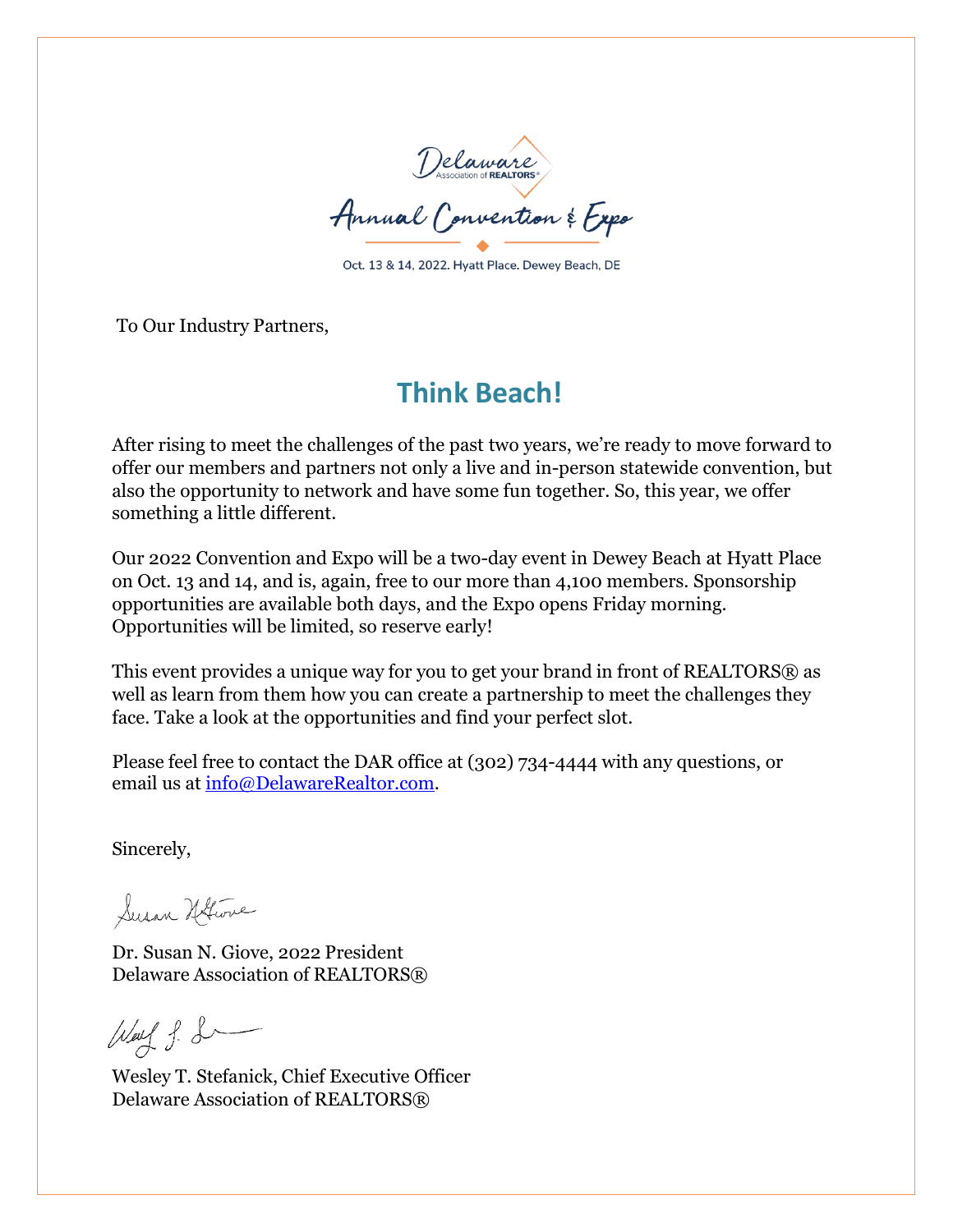Delaware Association of REALTORS®

Annual Convention & Expo

Oct. 13 & 14, 2022. Hyatt Place. Dewey Beach, DE

To Our Industry Partners,

## Think Beach!

After rising to meet the challenges of the past two years, we're ready to move forward to offer our members and partners not only a live and in-person statewide convention, but also the opportunity to network and have some fun together. So, this year, we offer something a little different.

Our 2022 Convention and Expo will be a two-day event in Dewey Beach at Hyatt Place on Oct. 13 and 14, and is, again, free to our more than 4,100 members. Sponsorship opportunities are available both days, and the Expo opens Friday morning. Opportunities will be limited, so reserve early!

This event provides a unique way for you to get your brand in front of REALTORS® as well as learn from them how you can create a partnership to meet the challenges they face. Take a look at the opportunities and find your perfect slot.

Please feel free to contact the DAR office at (302) 734-4444 with any questions, or email us at info@DelawareRealtor.com.

Sincerely,

Dr. Susan N. Giove, 2022 President
Delaware Association of REALTORS®

Wesley T. Stefanick, Chief Executive Officer
Delaware Association of REALTORS®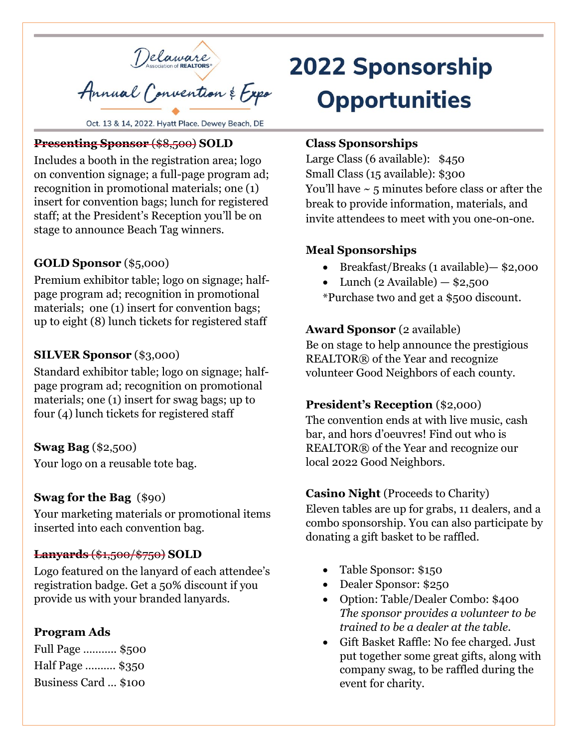Delaware Association of REALTORS®

Annual Convention & Expo

Oct. 13 & 14, 2022. Hyatt Place. Dewey Beach, DE

# 2022 Sponsorship Opportunities

**~~Presenting Sponsor~~** ~~($8,500)~~ **SOLD**

Includes a booth in the registration area; logo on convention signage; a full-page program ad; recognition in promotional materials; one (1) insert for convention bags; lunch for registered staff; at the President's Reception you'll be on stage to announce Beach Tag winners.

**GOLD Sponsor** ($5,000)

Premium exhibitor table; logo on signage; half-page program ad; recognition in promotional materials; one (1) insert for convention bags; up to eight (8) lunch tickets for registered staff

**SILVER Sponsor** ($3,000)

Standard exhibitor table; logo on signage; half-page program ad; recognition on promotional materials; one (1) insert for swag bags; up to four (4) lunch tickets for registered staff

**Swag Bag** ($2,500)

Your logo on a reusable tote bag.

**Swag for the Bag** ($90)

Your marketing materials or promotional items inserted into each convention bag.

**~~Lanyards~~** ~~($1,500/$750)~~ **SOLD**

Logo featured on the lanyard of each attendee's registration badge. Get a 50% discount if you provide us with your branded lanyards.

**Program Ads**

Full Page ........... $500

Half Page .......... $350

Business Card ... $100

**Class Sponsorships**

Large Class (6 available): $450

Small Class (15 available): $300

You'll have ~ 5 minutes before class or after the break to provide information, materials, and invite attendees to meet with you one-on-one.

**Meal Sponsorships**

- Breakfast/Breaks (1 available)— $2,000
- Lunch (2 Available) — $2,500

*Purchase two and get a $500 discount.

**Award Sponsor** (2 available)

Be on stage to help announce the prestigious REALTOR® of the Year and recognize volunteer Good Neighbors of each county.

**President's Reception** ($2,000)

The convention ends at with live music, cash bar, and hors d'oeuvres! Find out who is REALTOR® of the Year and recognize our local 2022 Good Neighbors.

**Casino Night** (Proceeds to Charity)

Eleven tables are up for grabs, 11 dealers, and a combo sponsorship. You can also participate by donating a gift basket to be raffled.

- Table Sponsor: $150
- Dealer Sponsor: $250
- Option: Table/Dealer Combo: $400 *The sponsor provides a volunteer to be trained to be a dealer at the table.*
- Gift Basket Raffle: No fee charged. Just put together some great gifts, along with company swag, to be raffled during the event for charity.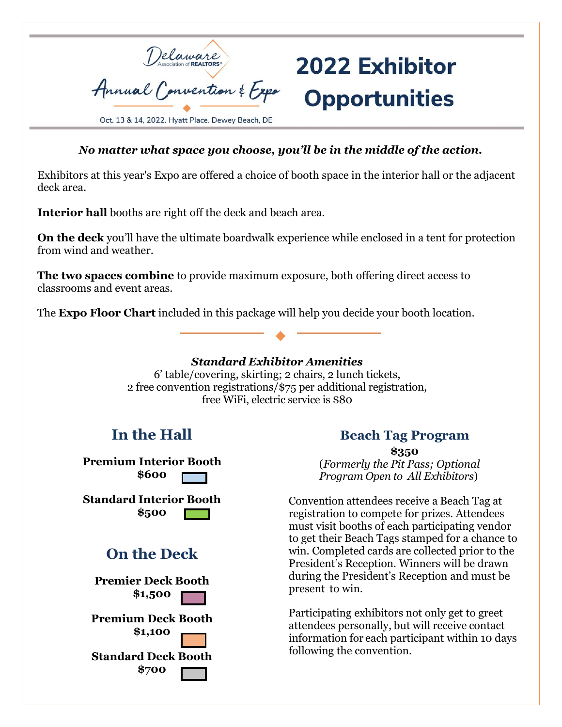Delaware Association of REALTORS®

Annual Convention & Expo

Oct. 13 & 14, 2022. Hyatt Place. Dewey Beach, DE

# 2022 Exhibitor Opportunities

***No matter what space you choose, you'll be in the middle of the action.***

Exhibitors at this year's Expo are offered a choice of booth space in the interior hall or the adjacent deck area.

**Interior hall** booths are right off the deck and beach area.

**On the deck** you'll have the ultimate boardwalk experience while enclosed in a tent for protection from wind and weather.

**The two spaces combine** to provide maximum exposure, both offering direct access to classrooms and event areas.

The **Expo Floor Chart** included in this package will help you decide your booth location.

***Standard Exhibitor Amenities***

6' table/covering, skirting; 2 chairs, 2 lunch tickets,
2 free convention registrations/$75 per additional registration,
free WiFi, electric service is $80

## In the Hall

**Premium Interior Booth**
**$600**

**Standard Interior Booth**
**$500**

## On the Deck

**Premier Deck Booth**
**$1,500**

**Premium Deck Booth**
**$1,100**

**Standard Deck Booth**
**$700**

## Beach Tag Program

**$350**

(*Formerly the Pit Pass; Optional Program Open to All Exhibitors*)

Convention attendees receive a Beach Tag at registration to compete for prizes. Attendees must visit booths of each participating vendor to get their Beach Tags stamped for a chance to win. Completed cards are collected prior to the President's Reception. Winners will be drawn during the President's Reception and must be present to win.

Participating exhibitors not only get to greet attendees personally, but will receive contact information for each participant within 10 days following the convention.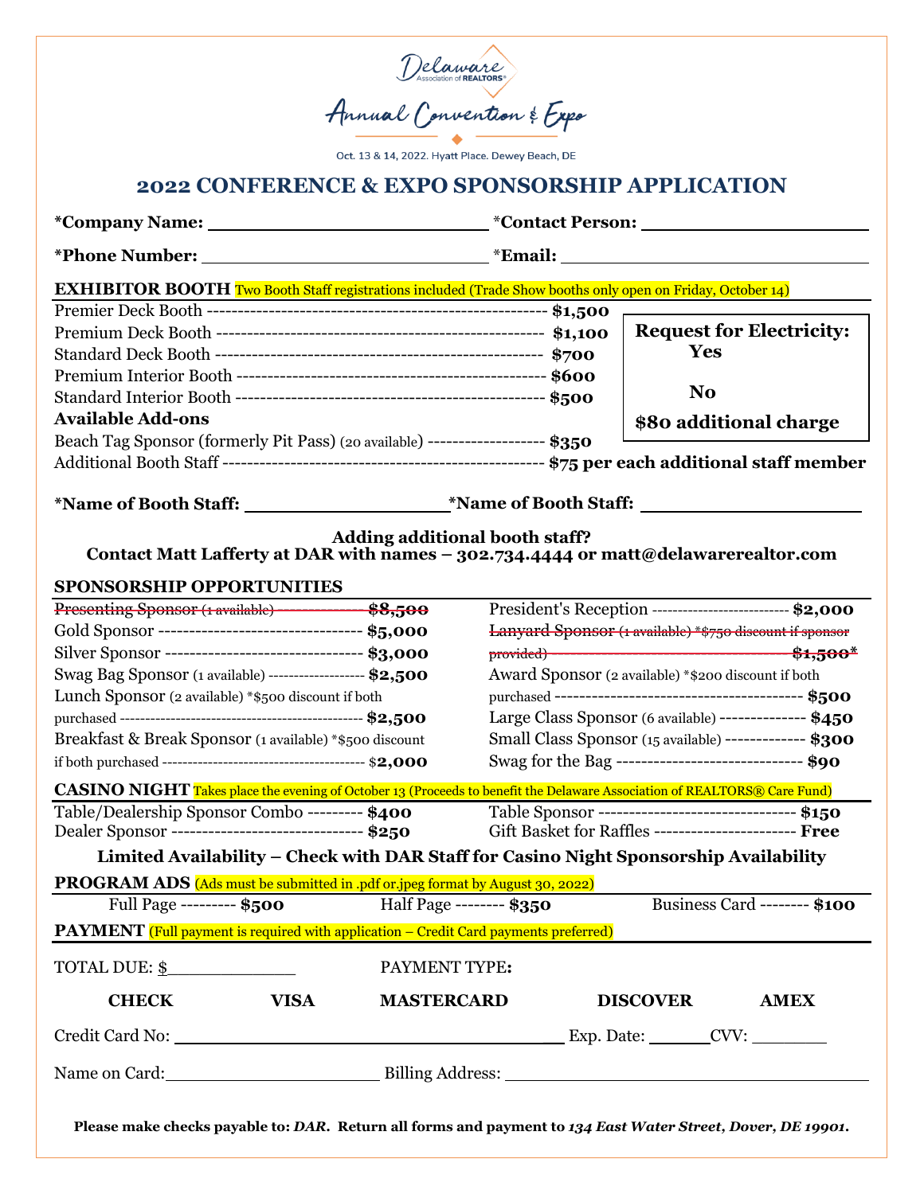Delaware Association of REALTORS®

Annual Convention & Expo

Oct. 13 & 14, 2022. Hyatt Place. Dewey Beach, DE

# 2022 CONFERENCE & EXPO SPONSORSHIP APPLICATION

**\*Company Name:** ______________________ \*Contact Person: ______________________

**\*Phone Number:** ______________________ \*Email: ______________________

**EXHIBITOR BOOTH** Two Booth Staff registrations included (Trade Show booths only open on Friday, October 14)

Premier Deck Booth ---------------------------------------------------- **$1,500**
Premium Deck Booth --------------------------------------------------- **$1,100**
Standard Deck Booth --------------------------------------------------- **$700**
Premium Interior Booth ----------------------------------------------- **$600**
Standard Interior Booth ---------------------------------------------- **$500**

**Request for Electricity:**
**Yes**
**No**
**$80 additional charge**

**Available Add-ons**

Beach Tag Sponsor (formerly Pit Pass) (20 available) ------------------- **$350**
Additional Booth Staff ---------------------------------------------------- **$75 per each additional staff member**

**\*Name of Booth Staff:** ______________________ **\*Name of Booth Staff:** ______________________

**Adding additional booth staff?**
**Contact Matt Lafferty at DAR with names – 302.734.4444 or matt@delawarerealtor.com**

**SPONSORSHIP OPPORTUNITIES**

~~Presenting Sponsor (1 available) ---------------- $8,500~~
Gold Sponsor ---------------------------------- **$5,000**
Silver Sponsor --------------------------------- **$3,000**
Swag Bag Sponsor (1 available) ------------------ **$2,500**
Lunch Sponsor (2 available) \*$500 discount if both purchased -------------------------------- **$2,500**
Breakfast & Break Sponsor (1 available) \*$500 discount if both purchased -------------------------------- **$2,000**

President's Reception --------------------------- **$2,000**
~~Lanyard Sponsor (1 available) \*$750 discount if sponsor provided) --------------------------------- $1,500\*~~
Award Sponsor (2 available) \*$200 discount if both purchased ---------------------------------------- **$500**
Large Class Sponsor (6 available) -------------- **$450**
Small Class Sponsor (15 available) ------------- **$300**
Swag for the Bag ------------------------------- **$90**

**CASINO NIGHT** Takes place the evening of October 13 (Proceeds to benefit the Delaware Association of REALTORS® Care Fund)

Table/Dealership Sponsor Combo --------- **$400**
Dealer Sponsor ------------------------------- **$250**
Table Sponsor -------------------------------- **$150**
Gift Basket for Raffles ----------------------- **Free**

**Limited Availability – Check with DAR Staff for Casino Night Sponsorship Availability**

**PROGRAM ADS** (Ads must be submitted in .pdf or.jpeg format by August 30, 2022)

Full Page --------- **$500** Half Page -------- **$350** Business Card -------- **$100**

**PAYMENT** (Full payment is required with application – Credit Card payments preferred)

TOTAL DUE: $____________ PAYMENT TYPE:

**CHECK** **VISA** **MASTERCARD** **DISCOVER** **AMEX**

Credit Card No: ______________________ Exp. Date: ______ CVV: ______

Name on Card: ______________________ Billing Address: ______________________

**Please make checks payable to: *DAR*. Return all forms and payment to *134 East Water Street, Dover, DE 19901*.**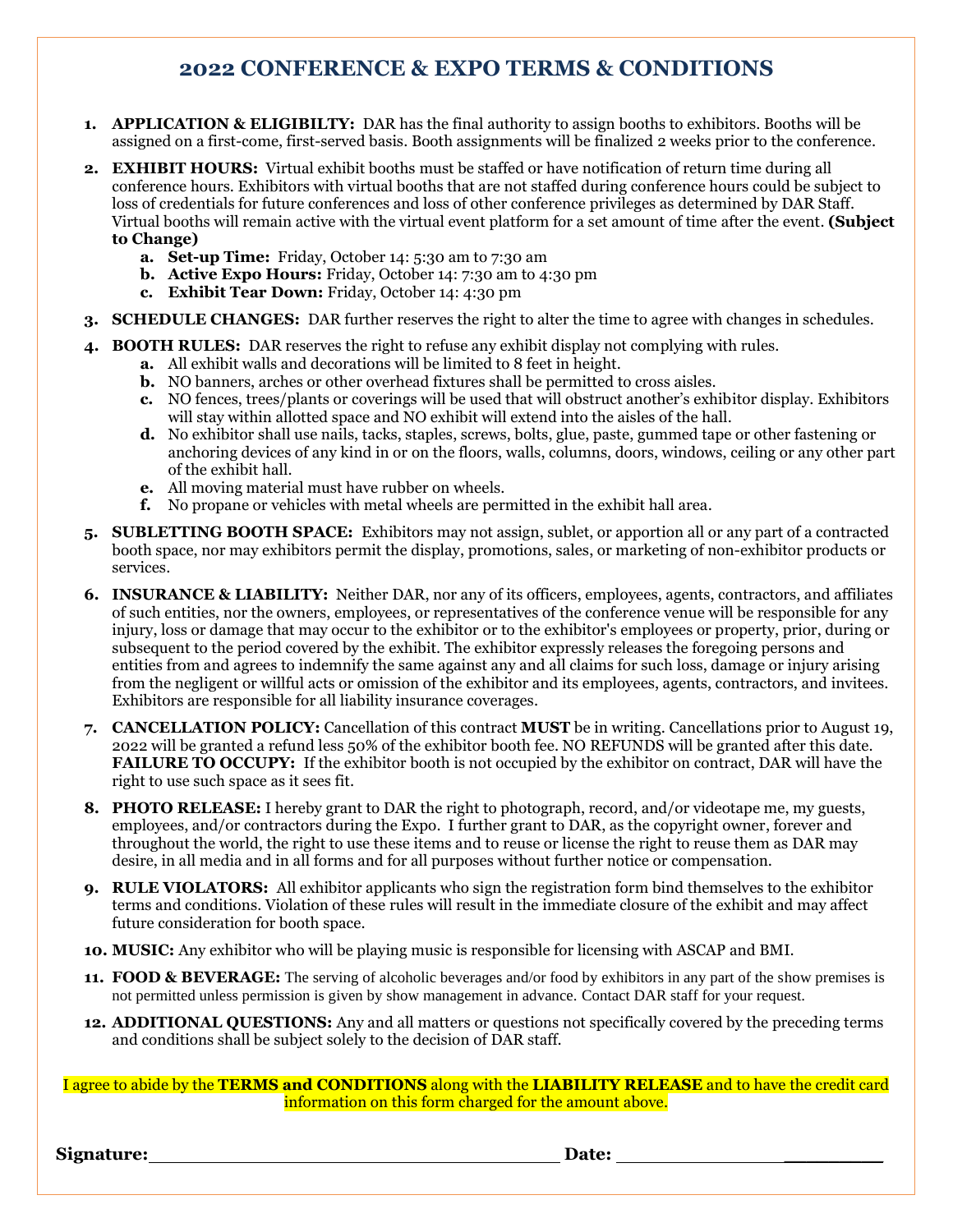# 2022 CONFERENCE & EXPO TERMS & CONDITIONS

1. **APPLICATION & ELIGIBILTY:** DAR has the final authority to assign booths to exhibitors. Booths will be assigned on a first-come, first-served basis. Booth assignments will be finalized 2 weeks prior to the conference.
2. **EXHIBIT HOURS:** Virtual exhibit booths must be staffed or have notification of return time during all conference hours. Exhibitors with virtual booths that are not staffed during conference hours could be subject to loss of credentials for future conferences and loss of other conference privileges as determined by DAR Staff. Virtual booths will remain active with the virtual event platform for a set amount of time after the event. **(Subject to Change)**
    a. **Set-up Time:** Friday, October 14: 5:30 am to 7:30 am
    b. **Active Expo Hours:** Friday, October 14: 7:30 am to 4:30 pm
    c. **Exhibit Tear Down:** Friday, October 14: 4:30 pm
3. **SCHEDULE CHANGES:** DAR further reserves the right to alter the time to agree with changes in schedules.
4. **BOOTH RULES:** DAR reserves the right to refuse any exhibit display not complying with rules.
    a. All exhibit walls and decorations will be limited to 8 feet in height.
    b. NO banners, arches or other overhead fixtures shall be permitted to cross aisles.
    c. NO fences, trees/plants or coverings will be used that will obstruct another's exhibitor display. Exhibitors will stay within allotted space and NO exhibit will extend into the aisles of the hall.
    d. No exhibitor shall use nails, tacks, staples, screws, bolts, glue, paste, gummed tape or other fastening or anchoring devices of any kind in or on the floors, walls, columns, doors, windows, ceiling or any other part of the exhibit hall.
    e. All moving material must have rubber on wheels.
    f. No propane or vehicles with metal wheels are permitted in the exhibit hall area.
5. **SUBLETTING BOOTH SPACE:** Exhibitors may not assign, sublet, or apportion all or any part of a contracted booth space, nor may exhibitors permit the display, promotions, sales, or marketing of non-exhibitor products or services.
6. **INSURANCE & LIABILITY:** Neither DAR, nor any of its officers, employees, agents, contractors, and affiliates of such entities, nor the owners, employees, or representatives of the conference venue will be responsible for any injury, loss or damage that may occur to the exhibitor or to the exhibitor's employees or property, prior, during or subsequent to the period covered by the exhibit. The exhibitor expressly releases the foregoing persons and entities from and agrees to indemnify the same against any and all claims for such loss, damage or injury arising from the negligent or willful acts or omission of the exhibitor and its employees, agents, contractors, and invitees. Exhibitors are responsible for all liability insurance coverages.
7. **CANCELLATION POLICY:** Cancellation of this contract **MUST** be in writing. Cancellations prior to August 19, 2022 will be granted a refund less 50% of the exhibitor booth fee. NO REFUNDS will be granted after this date. **FAILURE TO OCCUPY:** If the exhibitor booth is not occupied by the exhibitor on contract, DAR will have the right to use such space as it sees fit.
8. **PHOTO RELEASE:** I hereby grant to DAR the right to photograph, record, and/or videotape me, my guests, employees, and/or contractors during the Expo. I further grant to DAR, as the copyright owner, forever and throughout the world, the right to use these items and to reuse or license the right to reuse them as DAR may desire, in all media and in all forms and for all purposes without further notice or compensation.
9. **RULE VIOLATORS:** All exhibitor applicants who sign the registration form bind themselves to the exhibitor terms and conditions. Violation of these rules will result in the immediate closure of the exhibit and may affect future consideration for booth space.
10. **MUSIC:** Any exhibitor who will be playing music is responsible for licensing with ASCAP and BMI.
11. **FOOD & BEVERAGE:** The serving of alcoholic beverages and/or food by exhibitors in any part of the show premises is not permitted unless permission is given by show management in advance. Contact DAR staff for your request.
12. **ADDITIONAL QUESTIONS:** Any and all matters or questions not specifically covered by the preceding terms and conditions shall be subject solely to the decision of DAR staff.

I agree to abide by the **TERMS and CONDITIONS** along with the **LIABILITY RELEASE** and to have the credit card information on this form charged for the amount above.

**Signature:**______________________________ **Date:** ______________________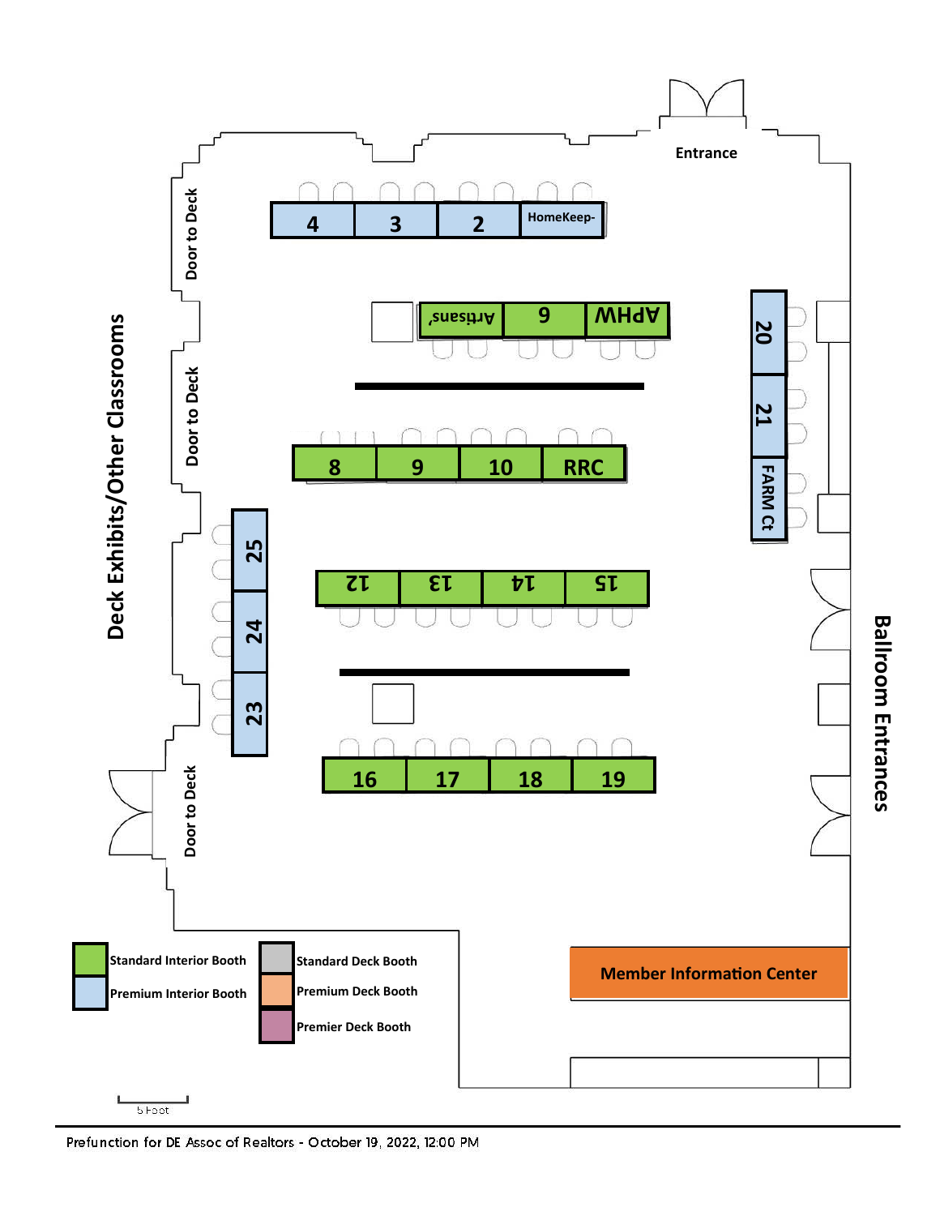Entrance

Door to Deck

Door to Deck

Door to Deck

Deck Exhibits/Other Classrooms

Ballroom Entrances

4 | 3 | 2 | HomeKeep-

Artisans' | 6 | APHW

20 | 21 | FARM Ct

8 | 9 | 10 | RRC

25 | 24 | 23

12 | 13 | 14 | 15

16 | 17 | 18 | 19

Member Information Center

| Legend | |
|---|---|
| Standard Interior Booth | Standard Deck Booth |
| Premium Interior Booth | Premium Deck Booth |
| | Premier Deck Booth |

5 Foot

Prefunction for DE Assoc of Realtors - October 19, 2022, 12:00 PM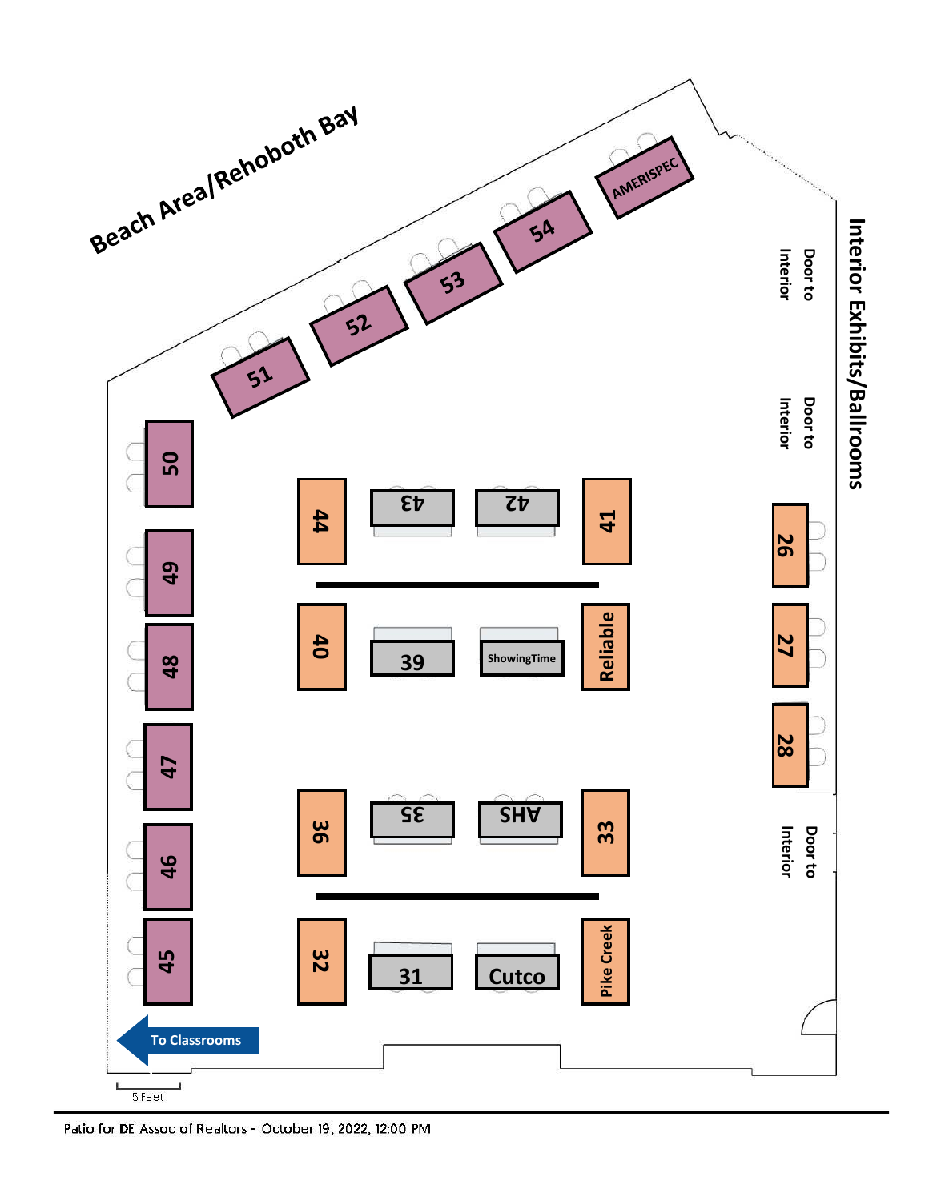Beach Area/Rehoboth Bay

Interior Exhibits/Ballrooms

Door to Interior

Door to Interior

Door to Interior

AMERISPEC

54

53

52

51

50

49

48

47

46

45

44

43

42

41

40

39

ShowingTime

Reliable

36

35

AHS

33

32

31

Cutco

Pike Creek

26

27

28

To Classrooms

5 Feet

Patio for DE Assoc of Realtors - October 19, 2022, 12:00 PM